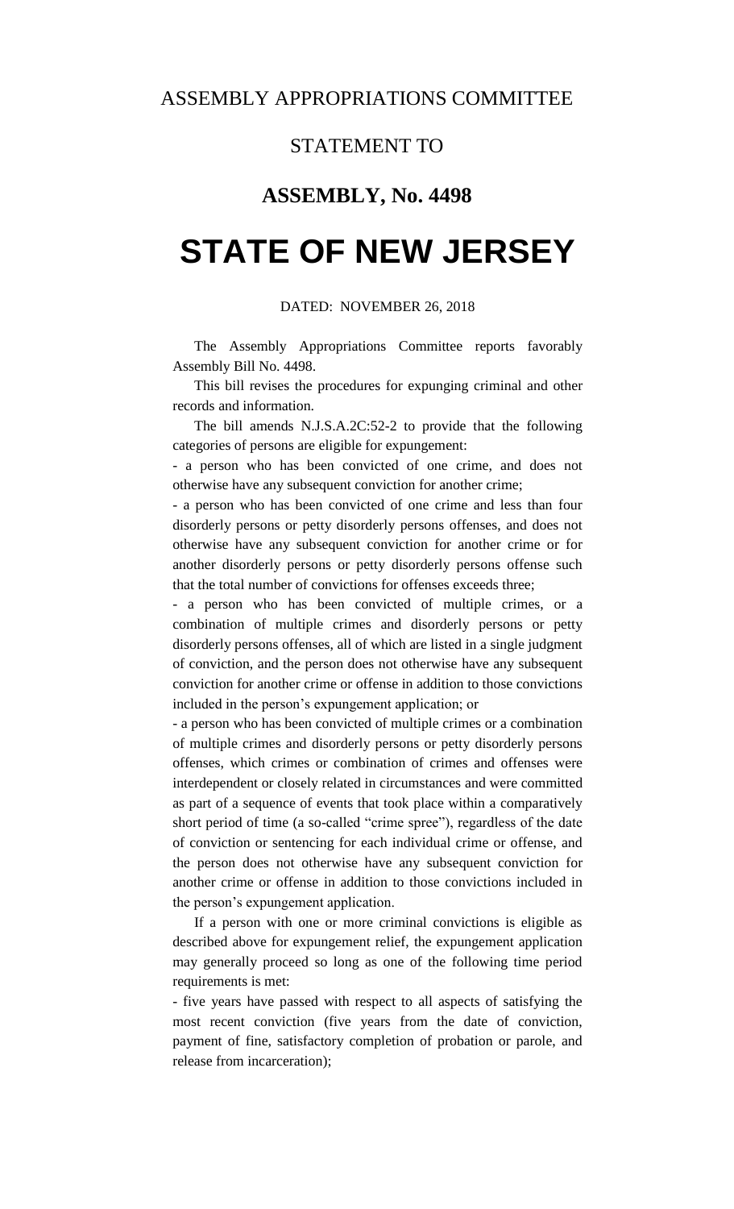ASSEMBLY APPROPRIATIONS COMMITTEE

STATEMENT TO

## ASSEMBLY, No. 4498

# STATE OF NEW JERSEY

DATED: NOVEMBER 26, 2018

The Assembly Appropriations Committee reports favorably Assembly Bill No. 4498.

This bill revises the procedures for expunging criminal and other records and information.

The bill amends N.J.S.A.2C:52-2 to provide that the following categories of persons are eligible for expungement:

- a person who has been convicted of one crime, and does not otherwise have any subsequent conviction for another crime;
- a person who has been convicted of one crime and less than four disorderly persons or petty disorderly persons offenses, and does not otherwise have any subsequent conviction for another crime or for another disorderly persons or petty disorderly persons offense such that the total number of convictions for offenses exceeds three;
- a person who has been convicted of multiple crimes, or a combination of multiple crimes and disorderly persons or petty disorderly persons offenses, all of which are listed in a single judgment of conviction, and the person does not otherwise have any subsequent conviction for another crime or offense in addition to those convictions included in the person's expungement application; or
- a person who has been convicted of multiple crimes or a combination of multiple crimes and disorderly persons or petty disorderly persons offenses, which crimes or combination of crimes and offenses were interdependent or closely related in circumstances and were committed as part of a sequence of events that took place within a comparatively short period of time (a so-called "crime spree"), regardless of the date of conviction or sentencing for each individual crime or offense, and the person does not otherwise have any subsequent conviction for another crime or offense in addition to those convictions included in the person's expungement application.

If a person with one or more criminal convictions is eligible as described above for expungement relief, the expungement application may generally proceed so long as one of the following time period requirements is met:

- five years have passed with respect to all aspects of satisfying the most recent conviction (five years from the date of conviction, payment of fine, satisfactory completion of probation or parole, and release from incarceration);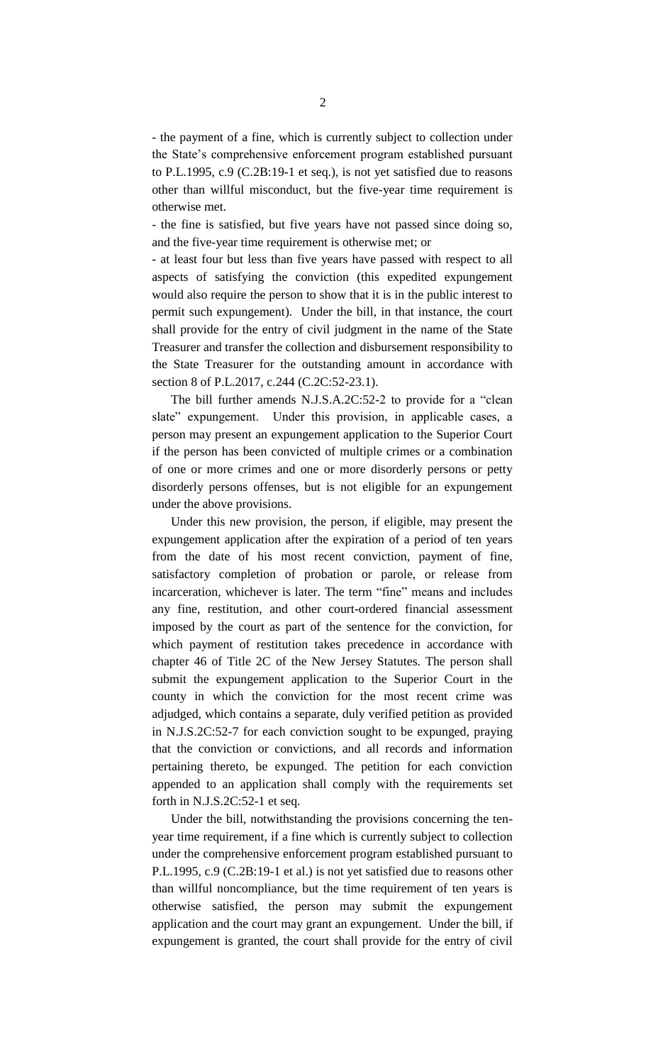- the payment of a fine, which is currently subject to collection under the State's comprehensive enforcement program established pursuant to P.L.1995, c.9 (C.2B:19-1 et seq.), is not yet satisfied due to reasons other than willful misconduct, but the five-year time requirement is otherwise met.

- the fine is satisfied, but five years have not passed since doing so, and the five-year time requirement is otherwise met; or

- at least four but less than five years have passed with respect to all aspects of satisfying the conviction (this expedited expungement would also require the person to show that it is in the public interest to permit such expungement). Under the bill, in that instance, the court shall provide for the entry of civil judgment in the name of the State Treasurer and transfer the collection and disbursement responsibility to the State Treasurer for the outstanding amount in accordance with section 8 of P.L.2017, c.244 (C.2C:52-23.1).

The bill further amends N.J.S.A.2C:52-2 to provide for a "clean slate" expungement. Under this provision, in applicable cases, a person may present an expungement application to the Superior Court if the person has been convicted of multiple crimes or a combination of one or more crimes and one or more disorderly persons or petty disorderly persons offenses, but is not eligible for an expungement under the above provisions.

Under this new provision, the person, if eligible, may present the expungement application after the expiration of a period of ten years from the date of his most recent conviction, payment of fine, satisfactory completion of probation or parole, or release from incarceration, whichever is later. The term "fine" means and includes any fine, restitution, and other court-ordered financial assessment imposed by the court as part of the sentence for the conviction, for which payment of restitution takes precedence in accordance with chapter 46 of Title 2C of the New Jersey Statutes. The person shall submit the expungement application to the Superior Court in the county in which the conviction for the most recent crime was adjudged, which contains a separate, duly verified petition as provided in N.J.S.2C:52-7 for each conviction sought to be expunged, praying that the conviction or convictions, and all records and information pertaining thereto, be expunged. The petition for each conviction appended to an application shall comply with the requirements set forth in N.J.S.2C:52-1 et seq.

Under the bill, notwithstanding the provisions concerning the ten-year time requirement, if a fine which is currently subject to collection under the comprehensive enforcement program established pursuant to P.L.1995, c.9 (C.2B:19-1 et al.) is not yet satisfied due to reasons other than willful noncompliance, but the time requirement of ten years is otherwise satisfied, the person may submit the expungement application and the court may grant an expungement. Under the bill, if expungement is granted, the court shall provide for the entry of civil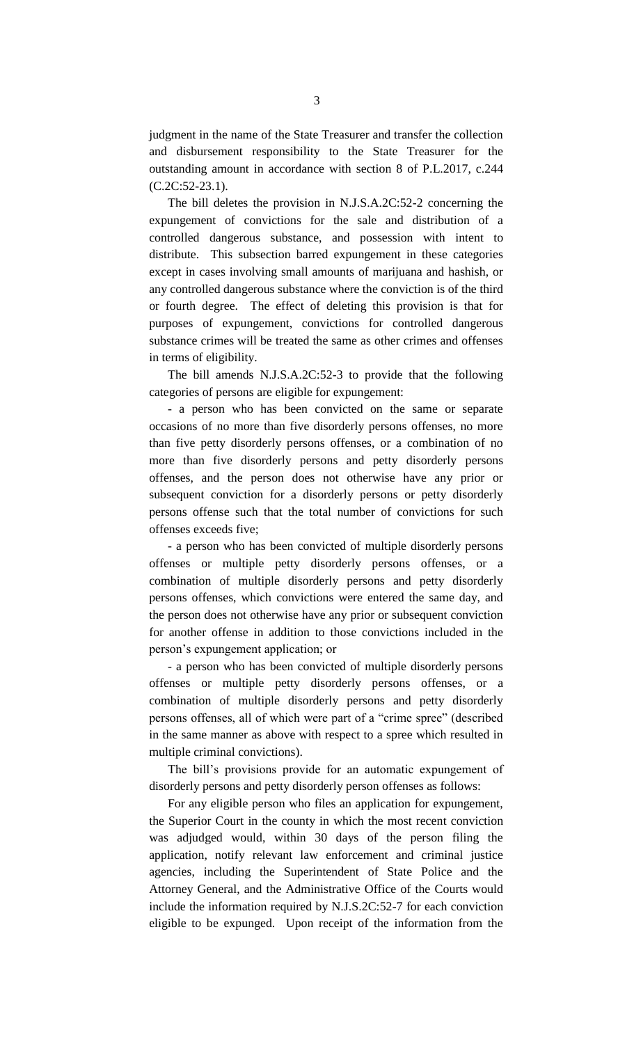judgment in the name of the State Treasurer and transfer the collection and disbursement responsibility to the State Treasurer for the outstanding amount in accordance with section 8 of P.L.2017, c.244 (C.2C:52-23.1).

The bill deletes the provision in N.J.S.A.2C:52-2 concerning the expungement of convictions for the sale and distribution of a controlled dangerous substance, and possession with intent to distribute. This subsection barred expungement in these categories except in cases involving small amounts of marijuana and hashish, or any controlled dangerous substance where the conviction is of the third or fourth degree. The effect of deleting this provision is that for purposes of expungement, convictions for controlled dangerous substance crimes will be treated the same as other crimes and offenses in terms of eligibility.

The bill amends N.J.S.A.2C:52-3 to provide that the following categories of persons are eligible for expungement:

- a person who has been convicted on the same or separate occasions of no more than five disorderly persons offenses, no more than five petty disorderly persons offenses, or a combination of no more than five disorderly persons and petty disorderly persons offenses, and the person does not otherwise have any prior or subsequent conviction for a disorderly persons or petty disorderly persons offense such that the total number of convictions for such offenses exceeds five;

- a person who has been convicted of multiple disorderly persons offenses or multiple petty disorderly persons offenses, or a combination of multiple disorderly persons and petty disorderly persons offenses, which convictions were entered the same day, and the person does not otherwise have any prior or subsequent conviction for another offense in addition to those convictions included in the person's expungement application; or

- a person who has been convicted of multiple disorderly persons offenses or multiple petty disorderly persons offenses, or a combination of multiple disorderly persons and petty disorderly persons offenses, all of which were part of a "crime spree" (described in the same manner as above with respect to a spree which resulted in multiple criminal convictions).

The bill's provisions provide for an automatic expungement of disorderly persons and petty disorderly person offenses as follows:

For any eligible person who files an application for expungement, the Superior Court in the county in which the most recent conviction was adjudged would, within 30 days of the person filing the application, notify relevant law enforcement and criminal justice agencies, including the Superintendent of State Police and the Attorney General, and the Administrative Office of the Courts would include the information required by N.J.S.2C:52-7 for each conviction eligible to be expunged. Upon receipt of the information from the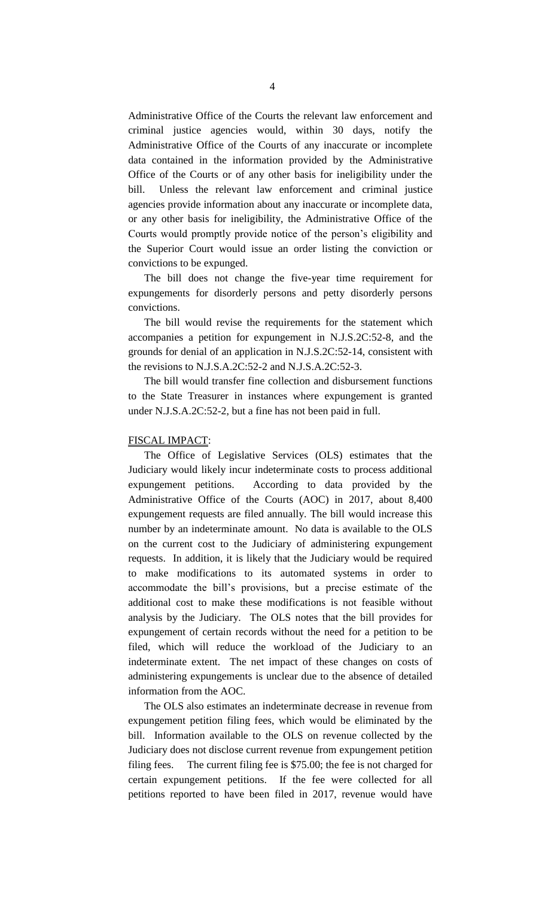Administrative Office of the Courts the relevant law enforcement and criminal justice agencies would, within 30 days, notify the Administrative Office of the Courts of any inaccurate or incomplete data contained in the information provided by the Administrative Office of the Courts or of any other basis for ineligibility under the bill. Unless the relevant law enforcement and criminal justice agencies provide information about any inaccurate or incomplete data, or any other basis for ineligibility, the Administrative Office of the Courts would promptly provide notice of the person's eligibility and the Superior Court would issue an order listing the conviction or convictions to be expunged.

The bill does not change the five-year time requirement for expungements for disorderly persons and petty disorderly persons convictions.

The bill would revise the requirements for the statement which accompanies a petition for expungement in N.J.S.2C:52-8, and the grounds for denial of an application in N.J.S.2C:52-14, consistent with the revisions to N.J.S.A.2C:52-2 and N.J.S.A.2C:52-3.

The bill would transfer fine collection and disbursement functions to the State Treasurer in instances where expungement is granted under N.J.S.A.2C:52-2, but a fine has not been paid in full.

## FISCAL IMPACT:

The Office of Legislative Services (OLS) estimates that the Judiciary would likely incur indeterminate costs to process additional expungement petitions. According to data provided by the Administrative Office of the Courts (AOC) in 2017, about 8,400 expungement requests are filed annually. The bill would increase this number by an indeterminate amount. No data is available to the OLS on the current cost to the Judiciary of administering expungement requests. In addition, it is likely that the Judiciary would be required to make modifications to its automated systems in order to accommodate the bill's provisions, but a precise estimate of the additional cost to make these modifications is not feasible without analysis by the Judiciary. The OLS notes that the bill provides for expungement of certain records without the need for a petition to be filed, which will reduce the workload of the Judiciary to an indeterminate extent. The net impact of these changes on costs of administering expungements is unclear due to the absence of detailed information from the AOC.

The OLS also estimates an indeterminate decrease in revenue from expungement petition filing fees, which would be eliminated by the bill. Information available to the OLS on revenue collected by the Judiciary does not disclose current revenue from expungement petition filing fees. The current filing fee is \$75.00; the fee is not charged for certain expungement petitions. If the fee were collected for all petitions reported to have been filed in 2017, revenue would have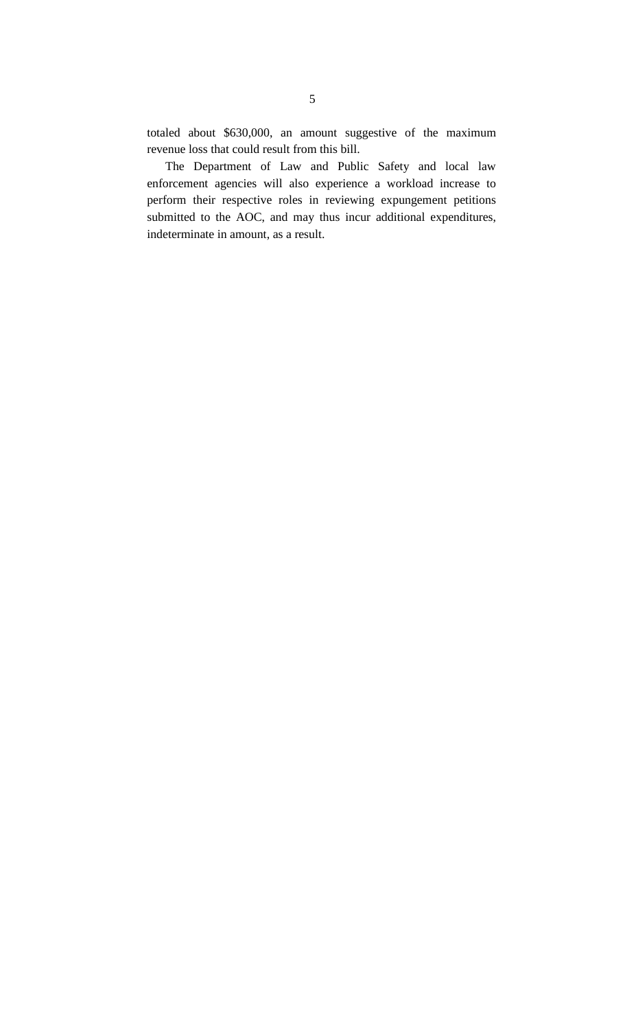totaled about $630,000, an amount suggestive of the maximum revenue loss that could result from this bill.

The Department of Law and Public Safety and local law enforcement agencies will also experience a workload increase to perform their respective roles in reviewing expungement petitions submitted to the AOC, and may thus incur additional expenditures, indeterminate in amount, as a result.